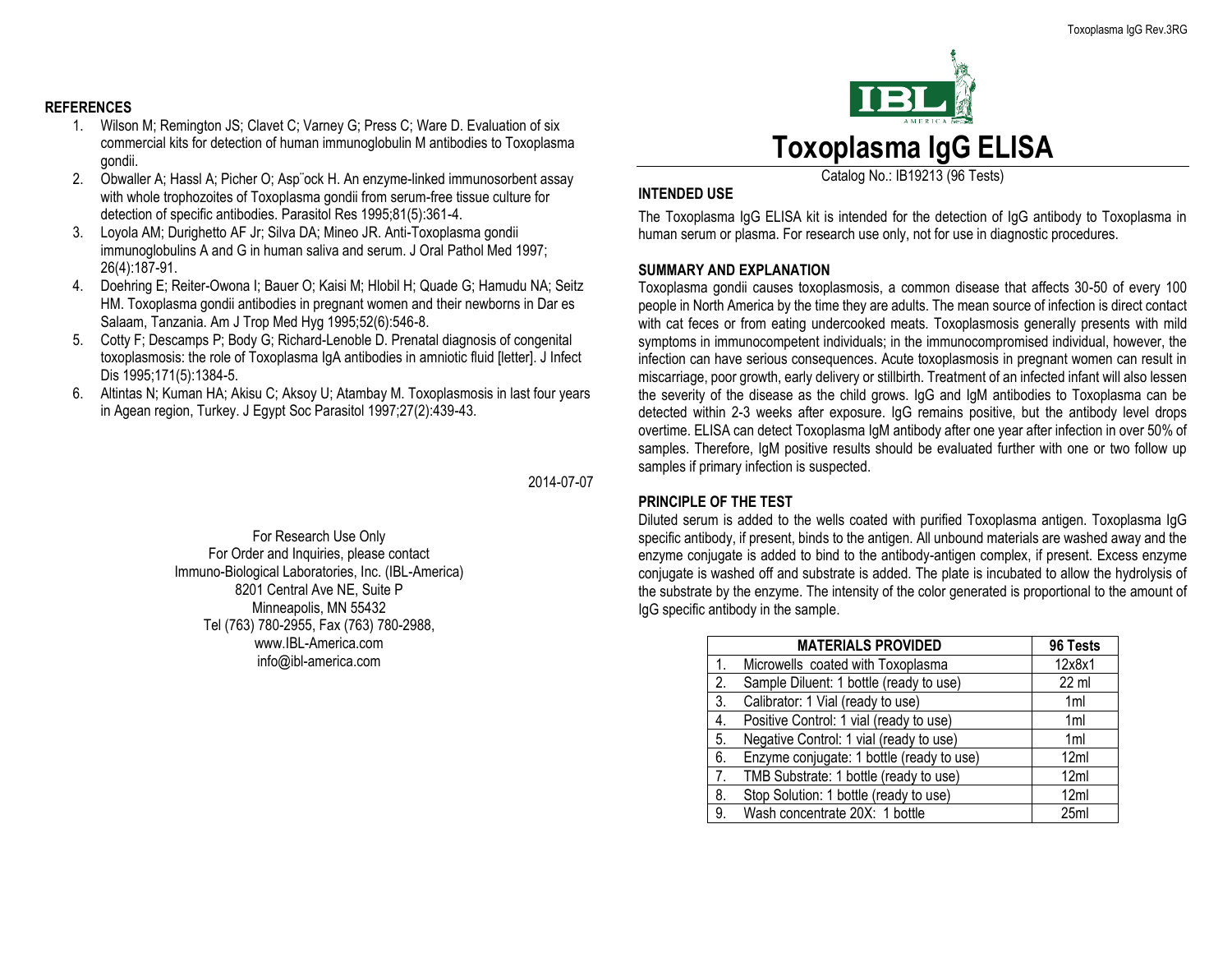## REFERENCES

1. Wilson M; Remington JS; Clavet C; Varney G; Press C; Ware D. Evaluation of six commercial kits for detection of human immunoglobulin M antibodies to Toxoplasma gondii.
2. Obwaller A; Hassl A; Picher O; Asp¨ock H. An enzyme-linked immunosorbent assay with whole trophozoites of Toxoplasma gondii from serum-free tissue culture for detection of specific antibodies. Parasitol Res 1995;81(5):361-4.
3. Loyola AM; Durighetto AF Jr; Silva DA; Mineo JR. Anti-Toxoplasma gondii immunoglobulins A and G in human saliva and serum. J Oral Pathol Med 1997; 26(4):187-91.
4. Doehring E; Reiter-Owona I; Bauer O; Kaisi M; Hlobil H; Quade G; Hamudu NA; Seitz HM. Toxoplasma gondii antibodies in pregnant women and their newborns in Dar es Salaam, Tanzania. Am J Trop Med Hyg 1995;52(6):546-8.
5. Cotty F; Descamps P; Body G; Richard-Lenoble D. Prenatal diagnosis of congenital toxoplasmosis: the role of Toxoplasma IgA antibodies in amniotic fluid [letter]. J Infect Dis 1995;171(5):1384-5.
6. Altintas N; Kuman HA; Akisu C; Aksoy U; Atambay M. Toxoplasmosis in last four years in Agean region, Turkey. J Egypt Soc Parasitol 1997;27(2):439-43.

2014-07-07

For Research Use Only
For Order and Inquiries, please contact
Immuno-Biological Laboratories, Inc. (IBL-America)
8201 Central Ave NE, Suite P
Minneapolis, MN 55432
Tel (763) 780-2955, Fax (763) 780-2988,
www.IBL-America.com
info@ibl-america.com

# Toxoplasma IgG ELISA

Catalog No.: IB19213 (96 Tests)

## INTENDED USE

The Toxoplasma IgG ELISA kit is intended for the detection of IgG antibody to Toxoplasma in human serum or plasma. For research use only, not for use in diagnostic procedures.

## SUMMARY AND EXPLANATION

Toxoplasma gondii causes toxoplasmosis, a common disease that affects 30-50 of every 100 people in North America by the time they are adults. The mean source of infection is direct contact with cat feces or from eating undercooked meats. Toxoplasmosis generally presents with mild symptoms in immunocompetent individuals; in the immunocompromised individual, however, the infection can have serious consequences. Acute toxoplasmosis in pregnant women can result in miscarriage, poor growth, early delivery or stillbirth. Treatment of an infected infant will also lessen the severity of the disease as the child grows. IgG and IgM antibodies to Toxoplasma can be detected within 2-3 weeks after exposure. IgG remains positive, but the antibody level drops overtime. ELISA can detect Toxoplasma IgM antibody after one year after infection in over 50% of samples. Therefore, IgM positive results should be evaluated further with one or two follow up samples if primary infection is suspected.

## PRINCIPLE OF THE TEST

Diluted serum is added to the wells coated with purified Toxoplasma antigen. Toxoplasma IgG specific antibody, if present, binds to the antigen. All unbound materials are washed away and the enzyme conjugate is added to bind to the antibody-antigen complex, if present. Excess enzyme conjugate is washed off and substrate is added. The plate is incubated to allow the hydrolysis of the substrate by the enzyme. The intensity of the color generated is proportional to the amount of IgG specific antibody in the sample.

| | MATERIALS PROVIDED | 96 Tests |
|---|---|---|
| 1. | Microwells coated with Toxoplasma | 12x8x1 |
| 2. | Sample Diluent: 1 bottle (ready to use) | 22 ml |
| 3. | Calibrator: 1 Vial (ready to use) | 1ml |
| 4. | Positive Control: 1 vial (ready to use) | 1ml |
| 5. | Negative Control: 1 vial (ready to use) | 1ml |
| 6. | Enzyme conjugate: 1 bottle (ready to use) | 12ml |
| 7. | TMB Substrate: 1 bottle (ready to use) | 12ml |
| 8. | Stop Solution: 1 bottle (ready to use) | 12ml |
| 9. | Wash concentrate 20X: 1 bottle | 25ml |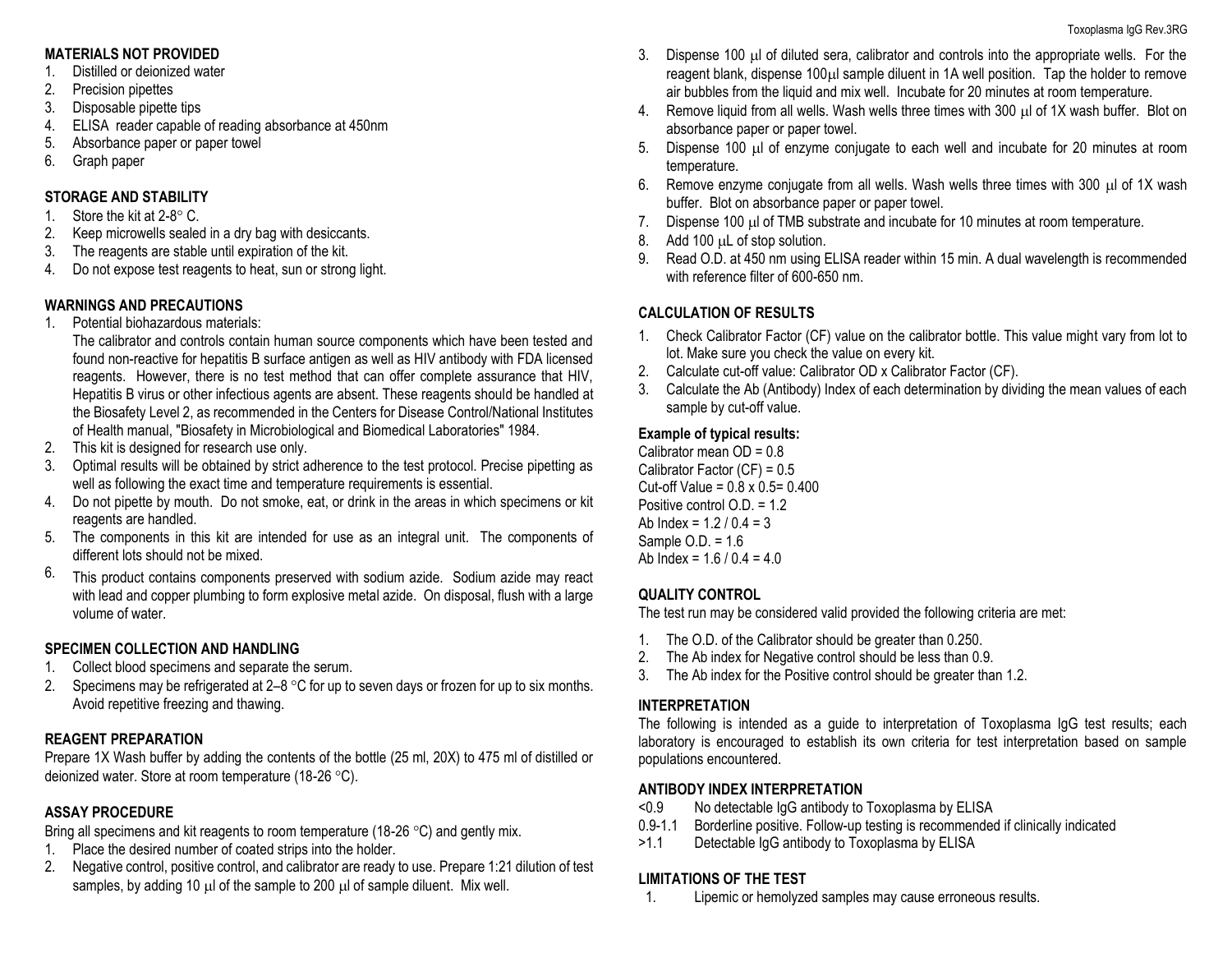## MATERIALS NOT PROVIDED

1. Distilled or deionized water
2. Precision pipettes
3. Disposable pipette tips
4. ELISA reader capable of reading absorbance at 450nm
5. Absorbance paper or paper towel
6. Graph paper

## STORAGE AND STABILITY

1. Store the kit at 2-8° C.
2. Keep microwells sealed in a dry bag with desiccants.
3. The reagents are stable until expiration of the kit.
4. Do not expose test reagents to heat, sun or strong light.

## WARNINGS AND PRECAUTIONS

1. Potential biohazardous materials:
   The calibrator and controls contain human source components which have been tested and found non-reactive for hepatitis B surface antigen as well as HIV antibody with FDA licensed reagents. However, there is no test method that can offer complete assurance that HIV, Hepatitis B virus or other infectious agents are absent. These reagents should be handled at the Biosafety Level 2, as recommended in the Centers for Disease Control/National Institutes of Health manual, "Biosafety in Microbiological and Biomedical Laboratories" 1984.
2. This kit is designed for research use only.
3. Optimal results will be obtained by strict adherence to the test protocol. Precise pipetting as well as following the exact time and temperature requirements is essential.
4. Do not pipette by mouth. Do not smoke, eat, or drink in the areas in which specimens or kit reagents are handled.
5. The components in this kit are intended for use as an integral unit. The components of different lots should not be mixed.
6. This product contains components preserved with sodium azide. Sodium azide may react with lead and copper plumbing to form explosive metal azide. On disposal, flush with a large volume of water.

## SPECIMEN COLLECTION AND HANDLING

1. Collect blood specimens and separate the serum.
2. Specimens may be refrigerated at 2–8 °C for up to seven days or frozen for up to six months. Avoid repetitive freezing and thawing.

## REAGENT PREPARATION

Prepare 1X Wash buffer by adding the contents of the bottle (25 ml, 20X) to 475 ml of distilled or deionized water. Store at room temperature (18-26 °C).

## ASSAY PROCEDURE

Bring all specimens and kit reagents to room temperature (18-26 °C) and gently mix.

1. Place the desired number of coated strips into the holder.
2. Negative control, positive control, and calibrator are ready to use. Prepare 1:21 dilution of test samples, by adding 10 µl of the sample to 200 µl of sample diluent. Mix well.
3. Dispense 100 µl of diluted sera, calibrator and controls into the appropriate wells. For the reagent blank, dispense 100µl sample diluent in 1A well position. Tap the holder to remove air bubbles from the liquid and mix well. Incubate for 20 minutes at room temperature.
4. Remove liquid from all wells. Wash wells three times with 300 µl of 1X wash buffer. Blot on absorbance paper or paper towel.
5. Dispense 100 µl of enzyme conjugate to each well and incubate for 20 minutes at room temperature.
6. Remove enzyme conjugate from all wells. Wash wells three times with 300 µl of 1X wash buffer. Blot on absorbance paper or paper towel.
7. Dispense 100 µl of TMB substrate and incubate for 10 minutes at room temperature.
8. Add 100 µL of stop solution.
9. Read O.D. at 450 nm using ELISA reader within 15 min. A dual wavelength is recommended with reference filter of 600-650 nm.

## CALCULATION OF RESULTS

1. Check Calibrator Factor (CF) value on the calibrator bottle. This value might vary from lot to lot. Make sure you check the value on every kit.
2. Calculate cut-off value: Calibrator OD x Calibrator Factor (CF).
3. Calculate the Ab (Antibody) Index of each determination by dividing the mean values of each sample by cut-off value.

**Example of typical results:**

Calibrator mean OD = 0.8
Calibrator Factor (CF) = 0.5
Cut-off Value = 0.8 x 0.5= 0.400
Positive control O.D. = 1.2
Ab Index = 1.2 / 0.4 = 3
Sample O.D. = 1.6
Ab Index = 1.6 / 0.4 = 4.0

## QUALITY CONTROL

The test run may be considered valid provided the following criteria are met:

1. The O.D. of the Calibrator should be greater than 0.250.
2. The Ab index for Negative control should be less than 0.9.
3. The Ab index for the Positive control should be greater than 1.2.

## INTERPRETATION

The following is intended as a guide to interpretation of Toxoplasma IgG test results; each laboratory is encouraged to establish its own criteria for test interpretation based on sample populations encountered.

## ANTIBODY INDEX INTERPRETATION

<0.9 No detectable IgG antibody to Toxoplasma by ELISA
0.9-1.1 Borderline positive. Follow-up testing is recommended if clinically indicated
>1.1 Detectable IgG antibody to Toxoplasma by ELISA

## LIMITATIONS OF THE TEST

1. Lipemic or hemolyzed samples may cause erroneous results.